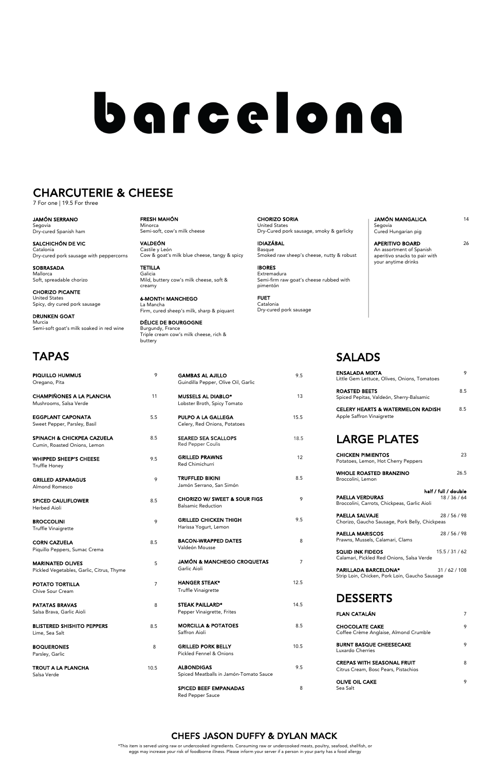# barcelona

## CHARCUTERIE & CHEESE

7 For one | 19.5 For three

**JAMÓN SERRANO**
Segovia
Dry-cured Spanish ham

**SALCHICHÓN DE VIC**
Catalonia
Dry-cured pork sausage with peppercorns

**SOBRASADA**
Mallorca
Soft, spreadable chorizo

**CHORIZO PICANTE**
United States
Spicy, dry cured pork sausage

**DRUNKEN GOAT**
Murcia
Semi-soft goat's milk soaked in red wine

**FRESH MAHÓN**
Minorca
Semi-soft, cow's milk cheese

**VALDEÓN**
Castile y León
Cow & goat's milk blue cheese, tangy & spicy

**TETILLA**
Galicia
Mild, buttery cow's milk cheese, soft & creamy

**6-MONTH MANCHEGO**
La Mancha
Firm, cured sheep's milk, sharp & piquant

**DÉLICE DE BOURGOGNE**
Burgundy, France
Triple cream cow's milk cheese, rich & buttery

**CHORIZO SORIA**
United States
Dry-Cured pork sausage, smoky & garlicky

**IDIAZÁBAL**
Basque
Smoked raw sheep's cheese, nutty & robust

**IBORES**
Extremadura
Semi-firm raw goat's cheese rubbed with pimentón

**FUET**
Catalonia
Dry-cured pork sausage

**JAMÓN MANGALICA** 14
Segovia
Cured Hungarian pig

**APERITIVO BOARD** 26
An assortment of Spanish aperitivo snacks to pair with your anytime drinks

## TAPAS

**PIQUILLO HUMMUS** 9
Oregano, Pita

**CHAMPIÑONES A LA PLANCHA** 11
Mushrooms, Salsa Verde

**EGGPLANT CAPONATA** 5.5
Sweet Pepper, Parsley, Basil

**SPINACH & CHICKPEA CAZUELA** 8.5
Cumin, Roasted Onions, Lemon

**WHIPPED SHEEP'S CHEESE** 9.5
Truffle Honey

**GRILLED ASPARAGUS** 9
Almond Romesco

**SPICED CAULIFLOWER** 8.5
Herbed Aioli

**BROCCOLINI** 9
Truffle Vinaigrette

**CORN CAZUELA** 8.5
Piquillo Peppers, Sumac Crema

**MARINATED OLIVES** 5
Pickled Vegetables, Garlic, Citrus, Thyme

**POTATO TORTILLA** 7
Chive Sour Cream

**PATATAS BRAVAS** 8
Salsa Brava, Garlic Aioli

**BLISTERED SHISHITO PEPPERS** 8.5
Lime, Sea Salt

**BOQUERONES** 8
Parsley, Garlic

**TROUT A LA PLANCHA** 10.5
Salsa Verde

**GAMBAS AL AJILLO** 9.5
Guindilla Pepper, Olive Oil, Garlic

**MUSSELS AL DIABLO*** 13
Lobster Broth, Spicy Tomato

**PULPO A LA GALLEGA** 15.5
Celery, Red Onions, Potatoes

**SEARED SEA SCALLOPS** 18.5
Red Pepper Coulis

**GRILLED PRAWNS** 12
Red Chimichurri

**TRUFFLED BIKINI** 8.5
Jamón Serrano, San Simón

**CHORIZO W/ SWEET & SOUR FIGS** 9
Balsamic Reduction

**GRILLED CHICKEN THIGH** 9.5
Harissa Yogurt, Lemon

**BACON-WRAPPED DATES** 8
Valdeón Mousse

**JAMÓN & MANCHEGO CROQUETAS** 7
Garlic Aioli

**HANGER STEAK*** 12.5
Truffle Vinaigrette

**STEAK PAILLARD*** 14.5
Pepper Vinaigrette, Frites

**MORCILLA & POTATOES** 8.5
Saffron Aioli

**GRILLED PORK BELLY** 10.5
Pickled Fennel & Onions

**ALBONDIGAS** 9.5
Spiced Meatballs in Jamón-Tomato Sauce

**SPICED BEEF EMPANADAS** 8
Red Pepper Sauce

## SALADS

**ENSALADA MIXTA** 9
Little Gem Lettuce, Olives, Onions, Tomatoes

**ROASTED BEETS** 8.5
Spiced Pepitas, Valdeón, Sherry-Balsamic

**CELERY HEARTS & WATERMELON RADISH** 8.5
Apple Saffron Vinaigrette

## LARGE PLATES

**CHICKEN PIMIENTOS** 23
Potatoes, Lemon, Hot Cherry Peppers

**WHOLE ROASTED BRANZINO** 26.5
Broccolini, Lemon

*half / full / double*

**PAELLA VERDURAS** 18 / 36 / 64
Broccolini, Carrots, Chickpeas, Garlic Aioli

**PAELLA SALVAJE** 28 / 56 / 98
Chorizo, Gaucho Sausage, Pork Belly, Chickpeas

**PAELLA MARISCOS** 28 / 56 / 98
Prawns, Mussels, Calamari, Clams

**SQUID INK FIDEOS** 15.5 / 31 / 62
Calamari, Pickled Red Onions, Salsa Verde

**PARILLADA BARCELONA*** 31 / 62 / 108
Strip Loin, Chicken, Pork Loin, Gaucho Sausage

## DESSERTS

**FLAN CATALÁN** 7

**CHOCOLATE CAKE** 9
Coffee Crème Anglaise, Almond Crumble

**BURNT BASQUE CHEESECAKE** 9
Luxardo Cherries

**CREPAS WITH SEASONAL FRUIT** 8
Citrus Cream, Bosc Pears, Pistachios

**OLIVE OIL CAKE** 9
Sea Salt

## CHEFS JASON DUFFY & DYLAN MACK

*This item is served using raw or undercooked ingredients. Consuming raw or undercooked meats, poultry, seafood, shellfish, or eggs may increase your risk of foodborne illness. Please inform your server if a person in your party has a food allergy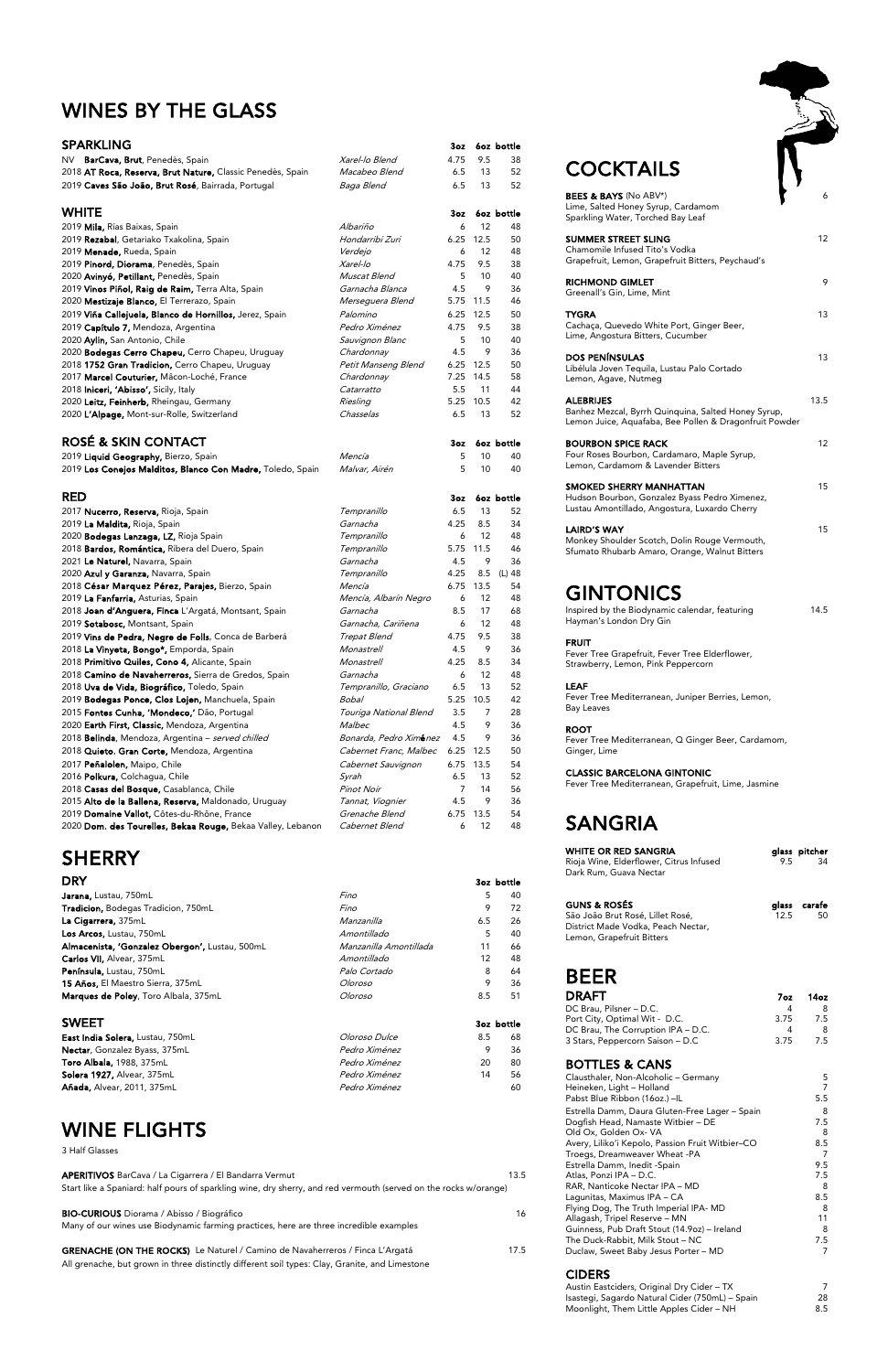# WINES BY THE GLASS

## SPARKLING

| | | 3oz | 6oz | bottle |
|---|---|---|---|---|
| NV **BarCava, Brut**, Penedès, Spain | *Xarel-lo Blend* | 4.75 | 9.5 | 38 |
| 2018 **AT Roca, Reserva, Brut Nature,** Classic Penedès, Spain | *Macabeo Blend* | 6.5 | 13 | 52 |
| 2019 **Caves São João, Brut Rosé**, Bairrada, Portugal | *Baga Blend* | 6.5 | 13 | 52 |

## WHITE

| | | 3oz | 6oz | bottle |
|---|---|---|---|---|
| 2019 **Mila,** Rías Baixas, Spain | *Albariño* | 6 | 12 | 48 |
| 2019 **Rezabal**, Getariako Txakolina, Spain | *Hondarribi Zuri* | 6.25 | 12.5 | 50 |
| 2019 **Menade,** Rueda, Spain | *Verdejo* | 6 | 12 | 48 |
| 2019 **Pinord, Diorama**, Penedès, Spain | *Xarel-lo* | 4.75 | 9.5 | 38 |
| 2020 **Avinyó, Petillant,** Penedès, Spain | *Muscat Blend* | 5 | 10 | 40 |
| 2019 **Vinos Piñol, Raig de Raim,** Terra Alta, Spain | *Garnacha Blanca* | 4.5 | 9 | 36 |
| 2020 **Mestizaje Blanco,** El Terrerazo, Spain | *Merseguera Blend* | 5.75 | 11.5 | 46 |
| 2019 **Viña Callejuela, Blanco de Hornillos,** Jerez, Spain | *Palomino* | 6.25 | 12.5 | 50 |
| 2019 **Capítulo 7,** Mendoza, Argentina | *Pedro Ximénez* | 4.75 | 9.5 | 38 |
| 2020 **Aylin,** San Antonio, Chile | *Sauvignon Blanc* | 5 | 10 | 40 |
| 2020 **Bodegas Cerro Chapeu,** Cerro Chapeu, Uruguay | *Chardonnay* | 4.5 | 9 | 36 |
| 2018 **1752 Gran Tradicion,** Cerro Chapeu, Uruguay | *Petit Manseng Blend* | 6.25 | 12.5 | 50 |
| 2017 **Marcel Couturier,** Mâcon-Loché, France | *Chardonnay* | 7.25 | 14.5 | 58 |
| 2018 **Iniceri, 'Abisso',** Sicily, Italy | *Catarratto* | 5.5 | 11 | 44 |
| 2020 **Leitz, Feinherb,** Rheingau, Germany | *Riesling* | 5.25 | 10.5 | 42 |
| 2020 **L'Alpage,** Mont-sur-Rolle, Switzerland | *Chasselas* | 6.5 | 13 | 52 |

## ROSÉ & SKIN CONTACT

| | | 3oz | 6oz | bottle |
|---|---|---|---|---|
| 2019 **Liquid Geography,** Bierzo, Spain | *Mencía* | 5 | 10 | 40 |
| 2019 **Los Conejos Malditos, Blanco Con Madre,** Toledo, Spain | *Malvar, Airén* | 5 | 10 | 40 |

## RED

| | | 3oz | 6oz | bottle |
|---|---|---|---|---|
| 2017 **Nucerro, Reserva,** Rioja, Spain | *Tempranillo* | 6.5 | 13 | 52 |
| 2019 **La Maldita,** Rioja, Spain | *Garnacha* | 4.25 | 8.5 | 34 |
| 2020 **Bodegas Lanzaga, LZ,** Rioja Spain | *Tempranillo* | 6 | 12 | 48 |
| 2018 **Bardos, Romántica,** Ribera del Duero, Spain | *Tempranillo* | 5.75 | 11.5 | 46 |
| 2021 **Le Naturel,** Navarra, Spain | *Garnacha* | 4.5 | 9 | 36 |
| 2020 **Azul y Garanza,** Navarra, Spain | *Tempranillo* | 4.25 | 8.5 | (L) 48 |
| 2018 **César Marquez Pérez, Parajes,** Bierzo, Spain | *Mencía* | 6.75 | 13.5 | 54 |
| 2019 **La Fanfarria,** Asturias, Spain | *Mencía, Albarín Negro* | 6 | 12 | 48 |
| 2018 **Joan d'Anguera, Finca** L'Argatá, Montsant, Spain | *Garnacha* | 8.5 | 17 | 68 |
| 2019 **Sotabosc,** Montsant, Spain | *Garnacha, Cariñena* | 6 | 12 | 48 |
| 2019 **Vins de Pedra, Negre de Folls**, Conca de Barberá | *Trepat Blend* | 4.75 | 9.5 | 38 |
| 2018 **La Vinyeta, Bongo\*,** Emporda, Spain | *Monastrell* | 4.5 | 9 | 36 |
| 2018 **Primitivo Quiles, Cono 4,** Alicante, Spain | *Monastrell* | 4.25 | 8.5 | 34 |
| 2018 **Camino de Navaherreros,** Sierra de Gredos, Spain | *Garnacha* | 6 | 12 | 48 |
| 2018 **Uva de Vida, Biográfico,** Toledo, Spain | *Tempranillo, Graciano* | 6.5 | 13 | 52 |
| 2019 **Bodegas Ponce, Clos Lojen,** Manchuela, Spain | *Bobal* | 5.25 | 10.5 | 42 |
| 2015 **Fontes Cunha, 'Mondeco,'** Dão, Portugal | *Touriga National Blend* | 3.5 | 7 | 28 |
| 2020 **Earth First, Classic,** Mendoza, Argentina | *Malbec* | 4.5 | 9 | 36 |
| 2018 **Belinda**, Mendoza, Argentina – *served chilled* | *Bonarda, Pedro Ximénez* | 4.5 | 9 | 36 |
| 2018 **Quieto**, **Gran Corte,** Mendoza, Argentina | *Cabernet Franc, Malbec* | 6.25 | 12.5 | 50 |
| 2017 **Peñalolen,** Maipo, Chile | *Cabernet Sauvignon* | 6.75 | 13.5 | 54 |
| 2016 **Polkura,** Colchagua, Chile | *Syrah* | 6.5 | 13 | 52 |
| 2018 **Casas del Bosque,** Casablanca, Chile | *Pinot Noir* | 7 | 14 | 56 |
| 2015 **Alto de la Ballena, Reserva,** Maldonado, Uruguay | *Tannat, Viognier* | 4.5 | 9 | 36 |
| 2019 **Domaine Vallot,** Côtes-du-Rhône, France | *Grenache Blend* | 6.75 | 13.5 | 54 |
| 2020 **Dom. des Tourelles, Bekaa Rouge,** Bekaa Valley, Lebanon | *Cabernet Blend* | 6 | 12 | 48 |

# SHERRY

## DRY

| | | 3oz | bottle |
|---|---|---|---|
| **Jarana,** Lustau, 750mL | *Fino* | 5 | 40 |
| **Tradicion,** Bodegas Tradicion, 750mL | *Fino* | 9 | 72 |
| **La Cigarrera,** 375mL | *Manzanilla* | 6.5 | 26 |
| **Los Arcos,** Lustau, 750mL | *Amontillado* | 5 | 40 |
| **Almacenista, 'Gonzalez Obergon',** Lustau, 500mL | *Manzanilla Amontillada* | 11 | 66 |
| **Carlos VII,** Alvear, 375mL | *Amontillado* | 12 | 48 |
| **Península,** Lustau, 750mL | *Palo Cortado* | 8 | 64 |
| **15 Años,** El Maestro Sierra, 375mL | *Oloroso* | 9 | 36 |
| **Marques de Poley,** Toro Albala, 375mL | *Oloroso* | 8.5 | 51 |

## SWEET

| | | 3oz | bottle |
|---|---|---|---|
| **East India Solera,** Lustau, 750mL | *Oloroso Dulce* | 8.5 | 68 |
| **Nectar,** Gonzalez Byass, 375mL | *Pedro Ximénez* | 9 | 36 |
| **Toro Albala,** 1988, 375mL | *Pedro Ximénez* | 20 | 80 |
| **Solera 1927,** Alvear, 375mL | *Pedro Ximénez* | 14 | 56 |
| **Añada,** Alvear, 2011, 375mL | *Pedro Ximénez* | | 60 |

# WINE FLIGHTS

3 Half Glasses

**APERITIVOS** BarCava / La Cigarrera / El Bandarra Vermut — 13.5
Start like a Spaniard: half pours of sparkling wine, dry sherry, and red vermouth (served on the rocks w/orange)

**BIO-CURIOUS** Diorama / Abisso / Biográfico — 16
Many of our wines use Biodynamic farming practices, here are three incredible examples

**GRENACHE (ON THE ROCKS)** Le Naturel / Camino de Navaherreros / Finca L'Argatá — 17.5
All grenache, but grown in three distinctly different soil types: Clay, Granite, and Limestone

# COCKTAILS

**BEES & BAYS** (No ABV\*) — 6
Lime, Salted Honey Syrup, Cardamom
Sparkling Water, Torched Bay Leaf

**SUMMER STREET SLING** — 12
Chamomile Infused Tito's Vodka
Grapefruit, Lemon, Grapefruit Bitters, Peychaud's

**RICHMOND GIMLET** — 9
Greenall's Gin, Lime, Mint

**TYGRA** — 13
Cachaça, Quevedo White Port, Ginger Beer,
Lime, Angostura Bitters, Cucumber

**DOS PENÍNSULAS** — 13
Libélula Joven Tequila, Lustau Palo Cortado
Lemon, Agave, Nutmeg

**ALEBRIJES** — 13.5
Banhez Mezcal, Byrrh Quinquina, Salted Honey Syrup,
Lemon Juice, Aquafaba, Bee Pollen & Dragonfruit Powder

**BOURBON SPICE RACK** — 12
Four Roses Bourbon, Cardamaro, Maple Syrup,
Lemon, Cardamom & Lavender Bitters

**SMOKED SHERRY MANHATTAN** — 15
Hudson Bourbon, Gonzalez Byass Pedro Ximenez,
Lustau Amontillado, Angostura, Luxardo Cherry

**LAIRD'S WAY** — 15
Monkey Shoulder Scotch, Dolin Rouge Vermouth,
Sfumato Rhubarb Amaro, Orange, Walnut Bitters

# GINTONICS

Inspired by the Biodynamic calendar, featuring Hayman's London Dry Gin — 14.5

**FRUIT**
Fever Tree Grapefruit, Fever Tree Elderflower,
Strawberry, Lemon, Pink Peppercorn

**LEAF**
Fever Tree Mediterranean, Juniper Berries, Lemon,
Bay Leaves

**ROOT**
Fever Tree Mediterranean, Q Ginger Beer, Cardamom,
Ginger, Lime

**CLASSIC BARCELONA GINTONIC**
Fever Tree Mediterranean, Grapefruit, Lime, Jasmine

# SANGRIA

| | glass | pitcher |
|---|---|---|
| **WHITE OR RED SANGRIA** Rioja Wine, Elderflower, Citrus Infused Dark Rum, Guava Nectar | 9.5 | 34 |

| | glass | carafe |
|---|---|---|
| **GUNS & ROSÉS** São João Brut Rosé, Lillet Rosé, District Made Vodka, Peach Nectar, Lemon, Grapefruit Bitters | 12.5 | 50 |

# BEER

## DRAFT

| | 7oz | 14oz |
|---|---|---|
| DC Brau, Pilsner – D.C. | 4 | 8 |
| Port City, Optimal Wit - D.C. | 3.75 | 7.5 |
| DC Brau, The Corruption IPA – D.C. | 4 | 8 |
| 3 Stars, Peppercorn Saison – D.C | 3.75 | 7.5 |

## BOTTLES & CANS

| | |
|---|---|
| Clausthaler, Non-Alcoholic – Germany | 5 |
| Heineken, Light – Holland | 7 |
| Pabst Blue Ribbon (16oz.) –IL | 5.5 |
| Estrella Damm, Daura Gluten-Free Lager – Spain | 8 |
| Dogfish Head, Namaste Witbier – DE | 7.5 |
| Old Ox, Golden Ox- VA | 8 |
| Avery, Liliko'i Kepolo, Passion Fruit Witbier–CO | 8.5 |
| Troegs, Dreamweaver Wheat -PA | 7 |
| Estrella Damm, Inedit -Spain | 9.5 |
| Atlas, Ponzi IPA – D.C. | 7.5 |
| RAR, Nanticoke Nectar IPA – MD | 8 |
| Lagunitas, Maximus IPA – CA | 8.5 |
| Flying Dog, The Truth Imperial IPA- MD | 8 |
| Allagash, Tripel Reserve – MN | 11 |
| Guinness, Pub Draft Stout (14.9oz) – Ireland | 8 |
| The Duck-Rabbit, Milk Stout – NC | 7.5 |
| Duclaw, Sweet Baby Jesus Porter – MD | 7 |

## CIDERS

| | |
|---|---|
| Austin Eastciders, Original Dry Cider – TX | 7 |
| Isastegi, Sagardo Natural Cider (750mL) – Spain | 28 |
| Moonlight, Them Little Apples Cider – NH | 8.5 |